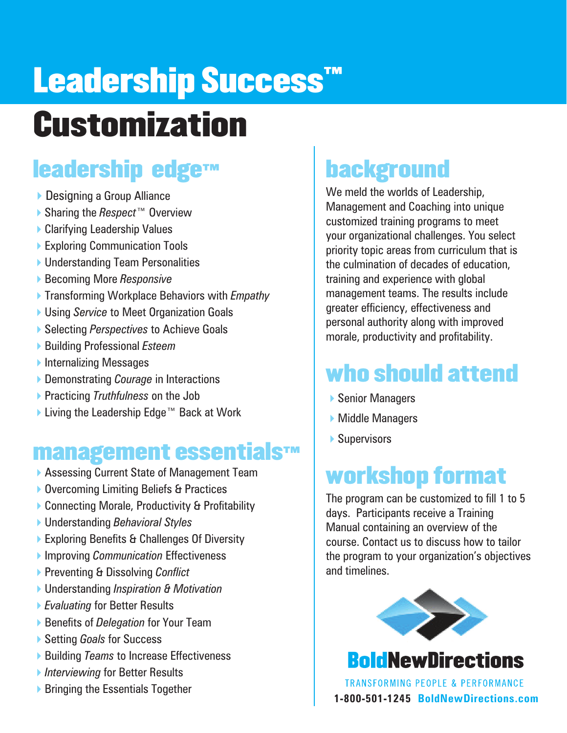# Leadership Success™ Customization

## leadership edge™

- Designing a Group Alliance
- Sharing the *Respect*™ Overview
- Clarifying Leadership Values
- Exploring Communication Tools
- Understanding Team Personalities
- Becoming More *Responsive*
- Transforming Workplace Behaviors with *Empathy*
- Using *Service* to Meet Organization Goals
- Selecting *Perspectives* to Achieve Goals
- Building Professional *Esteem*
- Internalizing Messages
- Demonstrating *Courage* in Interactions
- Practicing *Truthfulness* on the Job
- Living the Leadership Edge™ Back at Work

## management essentials™

- Assessing Current State of Management Team
- Overcoming Limiting Beliefs & Practices
- Connecting Morale, Productivity & Profitability
- Understanding *Behavioral Styles*
- Exploring Benefits & Challenges Of Diversity
- Improving *Communication* Effectiveness
- Preventing & Dissolving *Conflict*
- Understanding *Inspiration & Motivation*
- *Evaluating* for Better Results
- Benefits of *Delegation* for Your Team
- Setting *Goals* for Success
- Building *Teams* to Increase Effectiveness
- *Interviewing* for Better Results
- Bringing the Essentials Together

## background

We meld the worlds of Leadership, Management and Coaching into unique customized training programs to meet your organizational challenges. You select priority topic areas from curriculum that is the culmination of decades of education, training and experience with global management teams. The results include greater efficiency, effectiveness and personal authority along with improved morale, productivity and profitability.

## who should attend

- Senior Managers
- Middle Managers
- Supervisors

## workshop format

The program can be customized to fill 1 to 5 days. Participants receive a Training Manual containing an overview of the course. Contact us to discuss how to tailor the program to your organization's objectives and timelines.

**BoldNewDirections**

TRANSFORMING PEOPLE & PERFORMANCE

**1-800-501-1245 BoldNewDirections.com**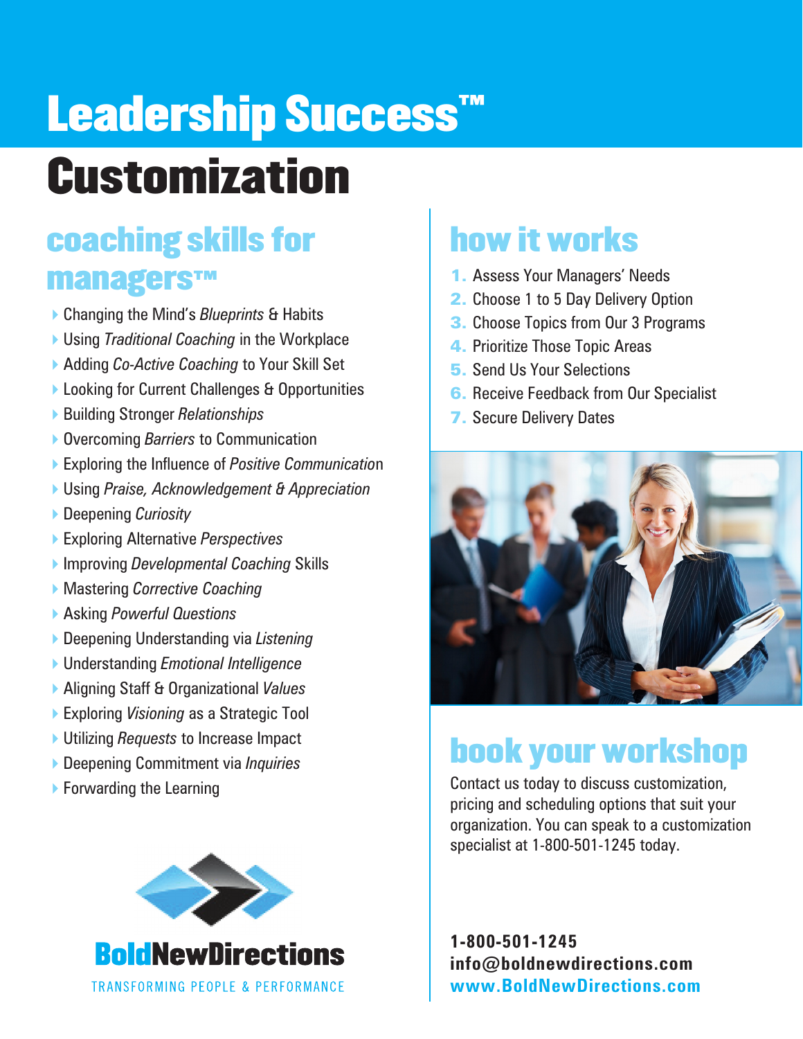# Leadership Success™ Customization

## coaching skills for managers™

- Changing the Mind's *Blueprints* & Habits
- Using *Traditional Coaching* in the Workplace
- Adding *Co-Active Coaching* to Your Skill Set
- Looking for Current Challenges & Opportunities
- Building Stronger *Relationships*
- Overcoming *Barriers* to Communication
- Exploring the Influence of *Positive Communication*
- Using *Praise, Acknowledgement & Appreciation*
- Deepening *Curiosity*
- Exploring Alternative *Perspectives*
- Improving *Developmental Coaching* Skills
- Mastering *Corrective Coaching*
- Asking *Powerful Questions*
- Deepening Understanding via *Listening*
- Understanding *Emotional Intelligence*
- Aligning Staff & Organizational *Values*
- Exploring *Visioning* as a Strategic Tool
- Utilizing *Requests* to Increase Impact
- Deepening Commitment via *Inquiries*
- Forwarding the Learning

**BoldNewDirections**

TRANSFORMING PEOPLE & PERFORMANCE

## how it works

1. Assess Your Managers' Needs
2. Choose 1 to 5 Day Delivery Option
3. Choose Topics from Our 3 Programs
4. Prioritize Those Topic Areas
5. Send Us Your Selections
6. Receive Feedback from Our Specialist
7. Secure Delivery Dates

## book your workshop

Contact us today to discuss customization, pricing and scheduling options that suit your organization. You can speak to a customization specialist at 1-800-501-1245 today.

**1-800-501-1245**
**info@boldnewdirections.com**
**www.BoldNewDirections.com**